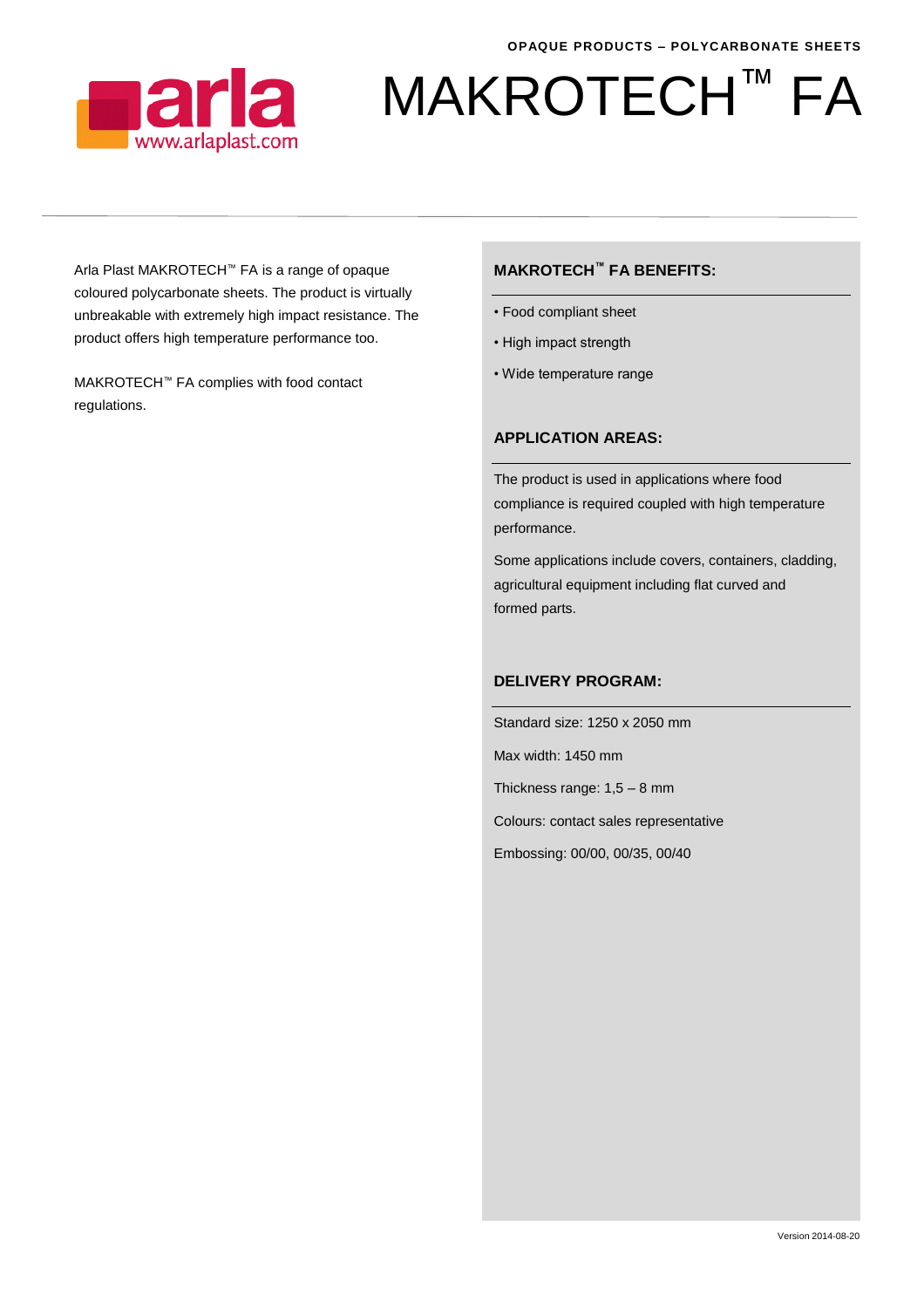OPAQUE PRODUCTS – POLYCARBONATE SHEETS

# MAKROTECH™ FA

Arla Plast MAKROTECH™ FA is a range of opaque coloured polycarbonate sheets. The product is virtually unbreakable with extremely high impact resistance. The product offers high temperature performance too.

MAKROTECH™ FA complies with food contact regulations.

## MAKROTECH™ FA BENEFITS:

- Food compliant sheet
- High impact strength
- Wide temperature range

## APPLICATION AREAS:

The product is used in applications where food compliance is required coupled with high temperature performance.

Some applications include covers, containers, cladding, agricultural equipment including flat curved and formed parts.

## DELIVERY PROGRAM:

Standard size: 1250 x 2050 mm

Max width: 1450 mm

Thickness range: 1,5 – 8 mm

Colours: contact sales representative

Embossing: 00/00, 00/35, 00/40

Version 2014-08-20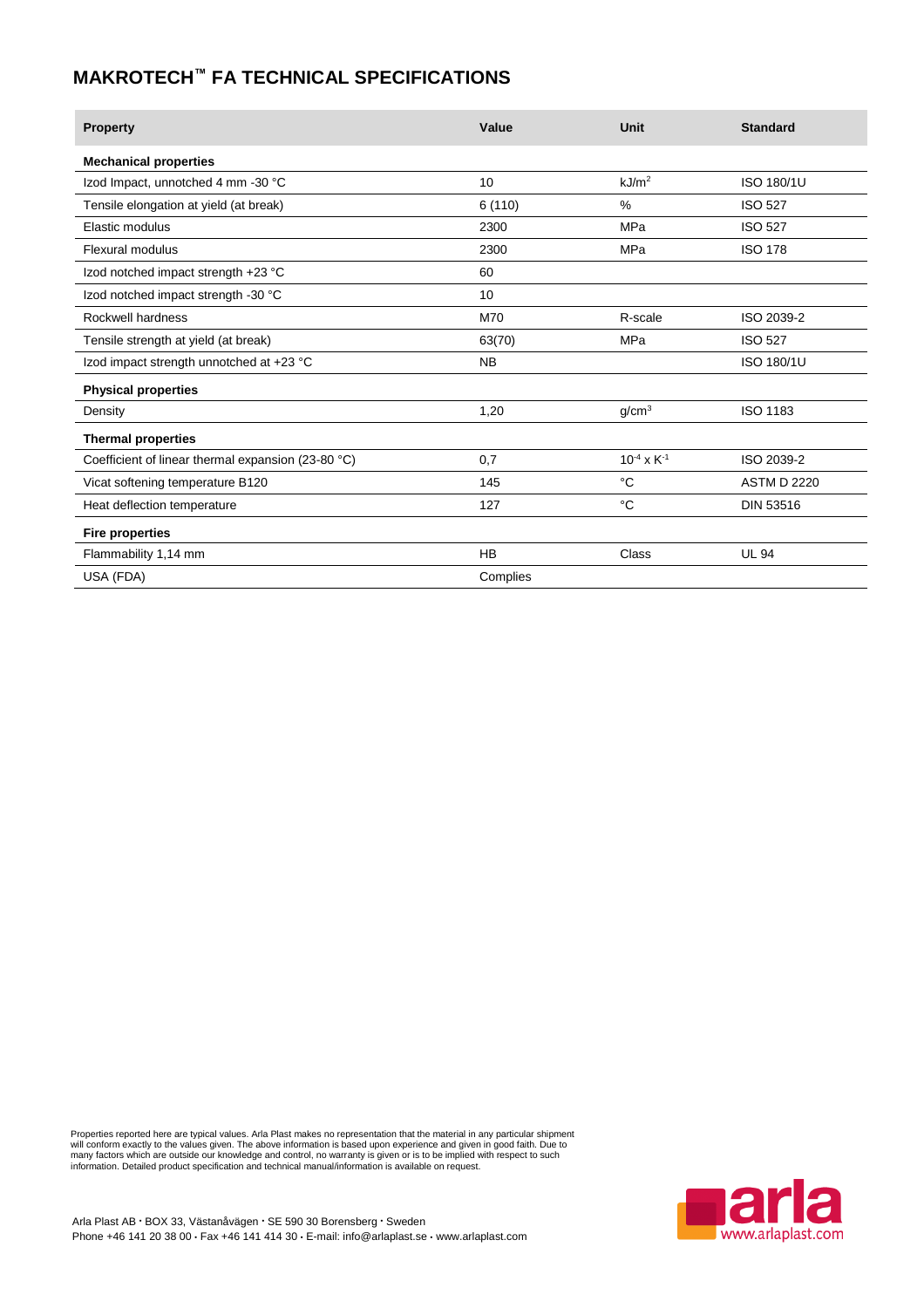## MAKROTECH™ FA TECHNICAL SPECIFICATIONS

| Property | Value | Unit | Standard |
|---|---|---|---|
| **Mechanical properties** | | | |
| Izod Impact, unnotched 4 mm -30 °C | 10 | $kJ/m^2$ | ISO 180/1U |
| Tensile elongation at yield (at break) | 6 (110) | % | ISO 527 |
| Elastic modulus | 2300 | MPa | ISO 527 |
| Flexural modulus | 2300 | MPa | ISO 178 |
| Izod notched impact strength +23 °C | 60 | | |
| Izod notched impact strength -30 °C | 10 | | |
| Rockwell hardness | M70 | R-scale | ISO 2039-2 |
| Tensile strength at yield (at break) | 63(70) | MPa | ISO 527 |
| Izod impact strength unnotched at +23 °C | NB | | ISO 180/1U |
| **Physical properties** | | | |
| Density | 1,20 | $g/cm^3$ | ISO 1183 |
| **Thermal properties** | | | |
| Coefficient of linear thermal expansion (23-80 °C) | 0,7 | $10^{-4} \times K^{-1}$ | ISO 2039-2 |
| Vicat softening temperature B120 | 145 | °C | ASTM D 2220 |
| Heat deflection temperature | 127 | °C | DIN 53516 |
| **Fire properties** | | | |
| Flammability 1,14 mm | HB | Class | UL 94 |
| USA (FDA) | Complies | | |

Properties reported here are typical values. Arla Plast makes no representation that the material in any particular shipment will conform exactly to the values given. The above information is based upon experience and given in good faith. Due to many factors which are outside our knowledge and control, no warranty is given or is to be implied with respect to such information. Detailed product specification and technical manual/information is available on request.

Arla Plast AB · BOX 33, Västanåvägen · SE 590 30 Borensberg · Sweden
Phone +46 141 20 38 00 · Fax +46 141 414 30 · E-mail: info@arlaplast.se · www.arlaplast.com

arla
www.arlaplast.com